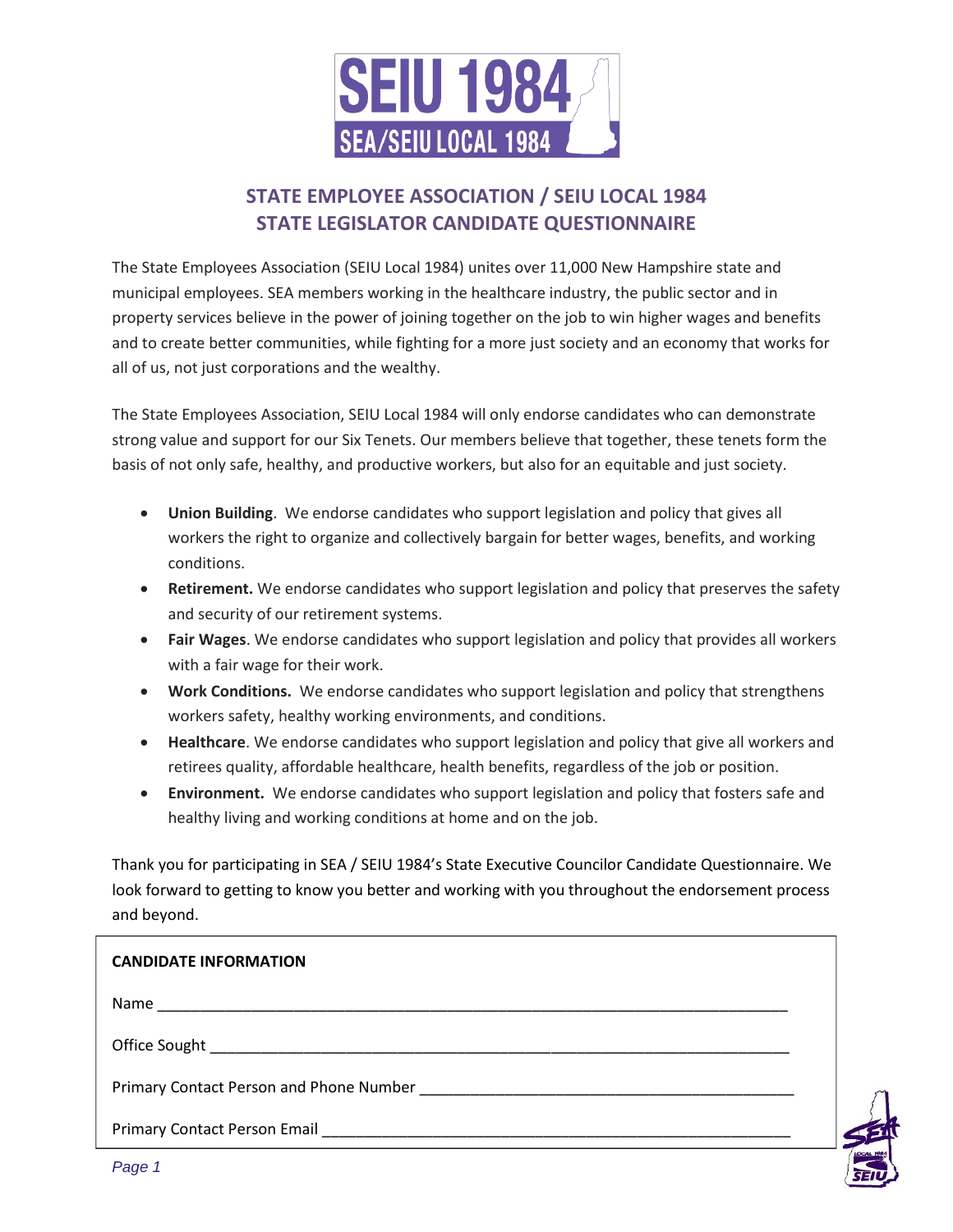# STATE EMPLOYEE ASSOCIATION / SEIU LOCAL 1984
# STATE LEGISLATOR CANDIDATE QUESTIONNAIRE

The State Employees Association (SEIU Local 1984) unites over 11,000 New Hampshire state and municipal employees. SEA members working in the healthcare industry, the public sector and in property services believe in the power of joining together on the job to win higher wages and benefits and to create better communities, while fighting for a more just society and an economy that works for all of us, not just corporations and the wealthy.

The State Employees Association, SEIU Local 1984 will only endorse candidates who can demonstrate strong value and support for our Six Tenets. Our members believe that together, these tenets form the basis of not only safe, healthy, and productive workers, but also for an equitable and just society.

- **Union Building**. We endorse candidates who support legislation and policy that gives all workers the right to organize and collectively bargain for better wages, benefits, and working conditions.
- **Retirement.** We endorse candidates who support legislation and policy that preserves the safety and security of our retirement systems.
- **Fair Wages**. We endorse candidates who support legislation and policy that provides all workers with a fair wage for their work.
- **Work Conditions.** We endorse candidates who support legislation and policy that strengthens workers safety, healthy working environments, and conditions.
- **Healthcare**. We endorse candidates who support legislation and policy that give all workers and retirees quality, affordable healthcare, health benefits, regardless of the job or position.
- **Environment.** We endorse candidates who support legislation and policy that fosters safe and healthy living and working conditions at home and on the job.

Thank you for participating in SEA / SEIU 1984's State Executive Councilor Candidate Questionnaire. We look forward to getting to know you better and working with you throughout the endorsement process and beyond.

**CANDIDATE INFORMATION**

Name ______________________________________________________________________

Office Sought _________________________________________________________________

Primary Contact Person and Phone Number ____________________________________________

Primary Contact Person Email _____________________________________________________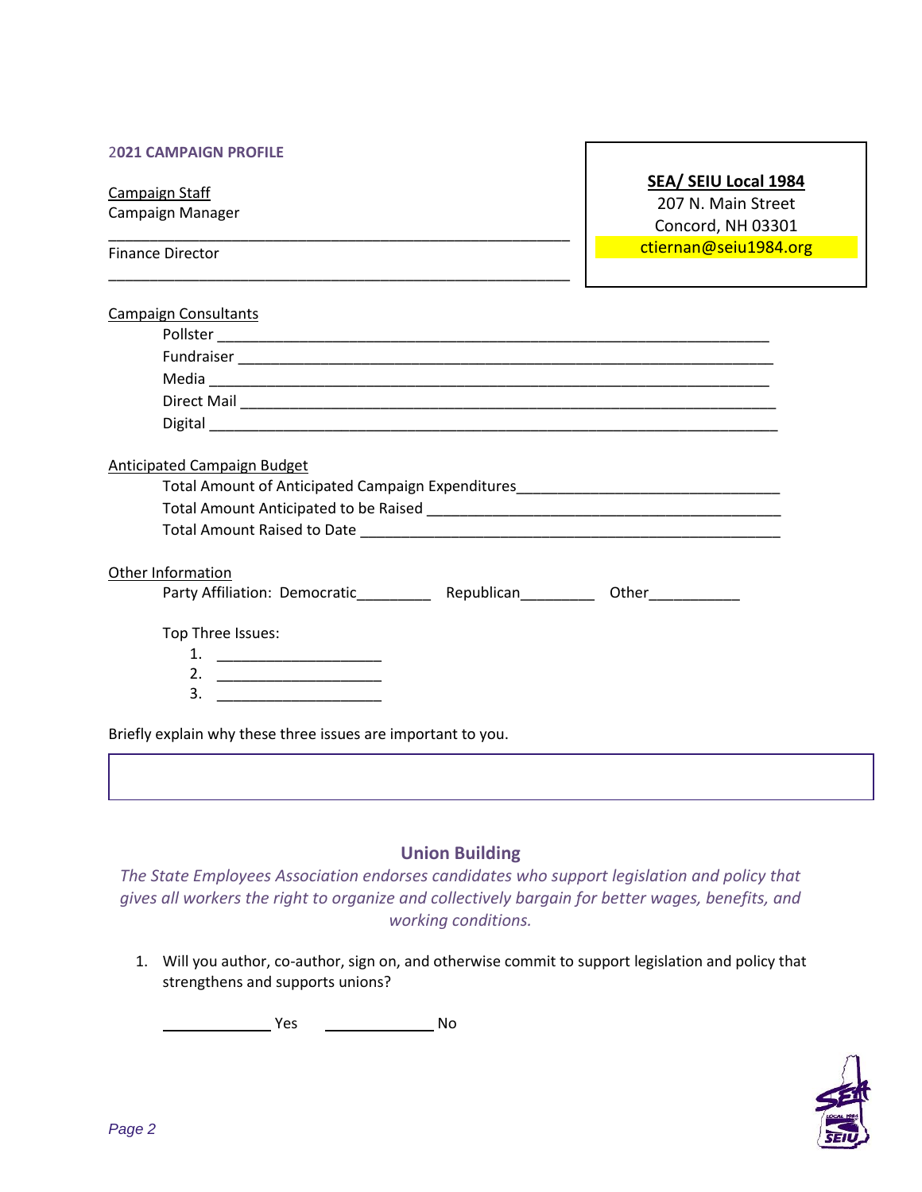**2021 CAMPAIGN PROFILE**

**SEA/ SEIU Local 1984**
207 N. Main Street
Concord, NH 03301
ctiernan@seiu1984.org

Campaign Staff

Campaign Manager ____________________________________________

Finance Director ____________________________________________

Campaign Consultants

- Pollster ____________________________________________
- Fundraiser ____________________________________________
- Media ____________________________________________
- Direct Mail ____________________________________________
- Digital ____________________________________________

Anticipated Campaign Budget

- Total Amount of Anticipated Campaign Expenditures________________________________
- Total Amount Anticipated to be Raised ____________________________________________
- Total Amount Raised to Date ____________________________________________

Other Information

Party Affiliation: Democratic_________ Republican_________ Other___________

Top Three Issues:

1. ____________________
2. ____________________
3. ____________________

Briefly explain why these three issues are important to you.

## Union Building

*The State Employees Association endorses candidates who support legislation and policy that gives all workers the right to organize and collectively bargain for better wages, benefits, and working conditions.*

1. Will you author, co-author, sign on, and otherwise commit to support legislation and policy that strengthens and supports unions?

   ____________ Yes ____________ No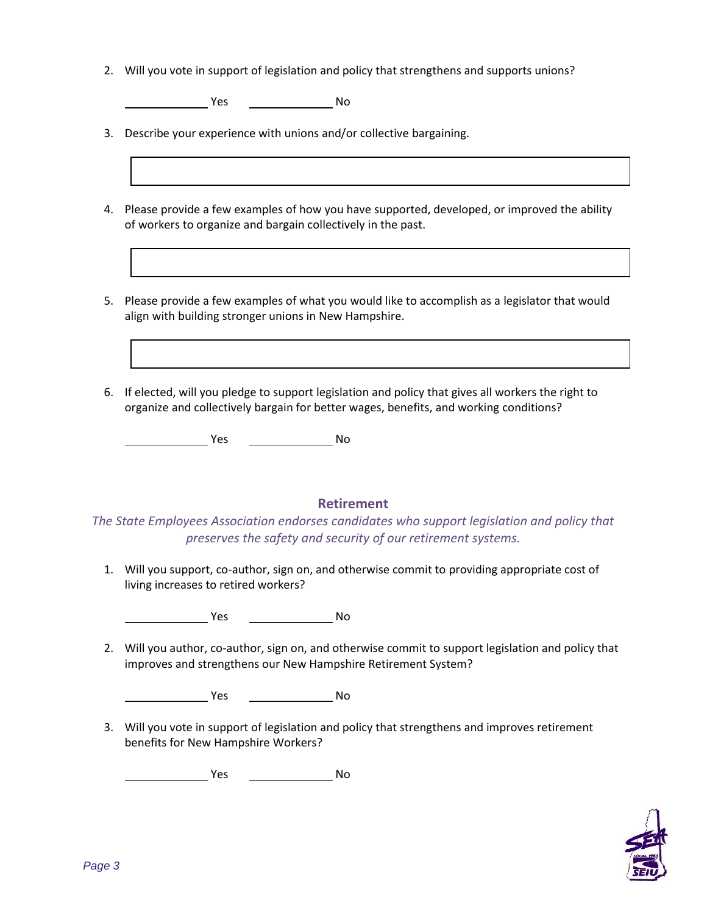2. Will you vote in support of legislation and policy that strengthens and supports unions?

   ______________ Yes ______________ No

3. Describe your experience with unions and/or collective bargaining.

4. Please provide a few examples of how you have supported, developed, or improved the ability of workers to organize and bargain collectively in the past.

5. Please provide a few examples of what you would like to accomplish as a legislator that would align with building stronger unions in New Hampshire.

6. If elected, will you pledge to support legislation and policy that gives all workers the right to organize and collectively bargain for better wages, benefits, and working conditions?

   ______________ Yes ______________ No

## Retirement

*The State Employees Association endorses candidates who support legislation and policy that preserves the safety and security of our retirement systems.*

1. Will you support, co-author, sign on, and otherwise commit to providing appropriate cost of living increases to retired workers?

   ______________ Yes ______________ No

2. Will you author, co-author, sign on, and otherwise commit to support legislation and policy that improves and strengthens our New Hampshire Retirement System?

   ______________ Yes ______________ No

3. Will you vote in support of legislation and policy that strengthens and improves retirement benefits for New Hampshire Workers?

   ______________ Yes ______________ No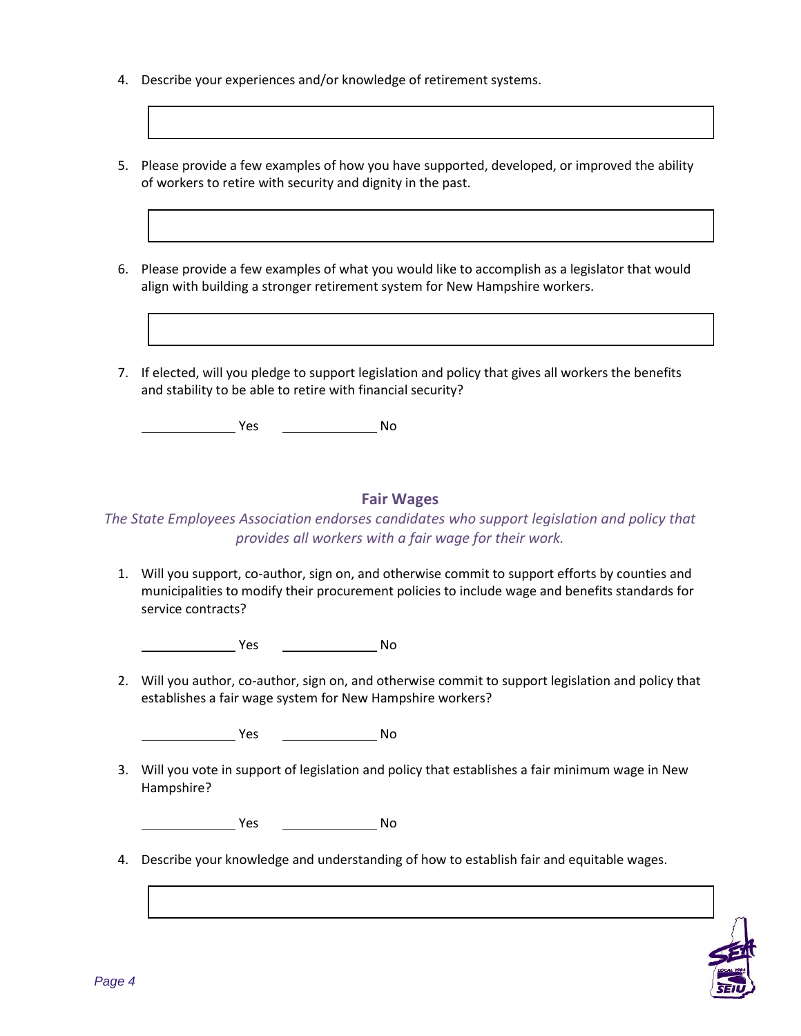4. Describe your experiences and/or knowledge of retirement systems.

5. Please provide a few examples of how you have supported, developed, or improved the ability of workers to retire with security and dignity in the past.

6. Please provide a few examples of what you would like to accomplish as a legislator that would align with building a stronger retirement system for New Hampshire workers.

7. If elected, will you pledge to support legislation and policy that gives all workers the benefits and stability to be able to retire with financial security?

   ________ Yes ________ No

## Fair Wages

*The State Employees Association endorses candidates who support legislation and policy that provides all workers with a fair wage for their work.*

1. Will you support, co-author, sign on, and otherwise commit to support efforts by counties and municipalities to modify their procurement policies to include wage and benefits standards for service contracts?

   ________ Yes ________ No

2. Will you author, co-author, sign on, and otherwise commit to support legislation and policy that establishes a fair wage system for New Hampshire workers?

   ________ Yes ________ No

3. Will you vote in support of legislation and policy that establishes a fair minimum wage in New Hampshire?

   ________ Yes ________ No

4. Describe your knowledge and understanding of how to establish fair and equitable wages.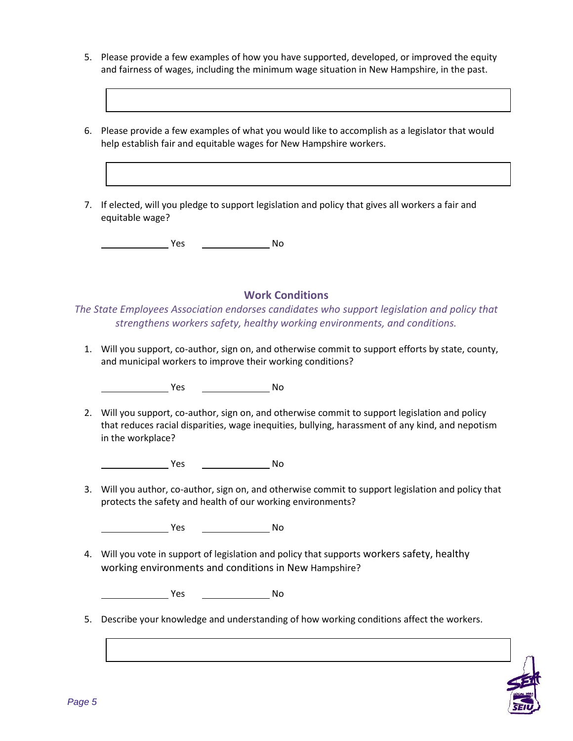5. Please provide a few examples of how you have supported, developed, or improved the equity and fairness of wages, including the minimum wage situation in New Hampshire, in the past.

6. Please provide a few examples of what you would like to accomplish as a legislator that would help establish fair and equitable wages for New Hampshire workers.

7. If elected, will you pledge to support legislation and policy that gives all workers a fair and equitable wage?

   ________ Yes ________ No

## Work Conditions

*The State Employees Association endorses candidates who support legislation and policy that strengthens workers safety, healthy working environments, and conditions.*

1. Will you support, co-author, sign on, and otherwise commit to support efforts by state, county, and municipal workers to improve their working conditions?

   ________ Yes ________ No

2. Will you support, co-author, sign on, and otherwise commit to support legislation and policy that reduces racial disparities, wage inequities, bullying, harassment of any kind, and nepotism in the workplace?

   ________ Yes ________ No

3. Will you author, co-author, sign on, and otherwise commit to support legislation and policy that protects the safety and health of our working environments?

   ________ Yes ________ No

4. Will you vote in support of legislation and policy that supports workers safety, healthy working environments and conditions in New Hampshire?

   ________ Yes ________ No

5. Describe your knowledge and understanding of how working conditions affect the workers.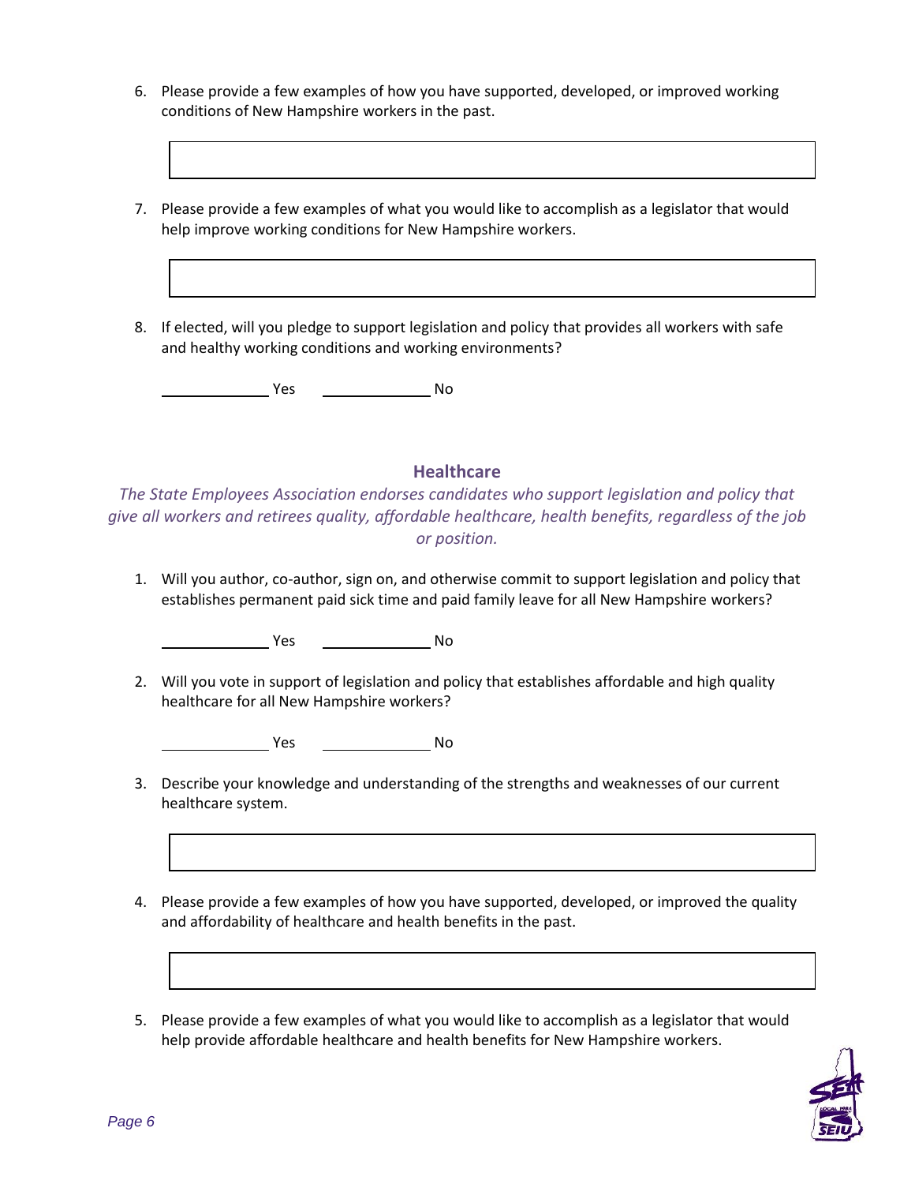6. Please provide a few examples of how you have supported, developed, or improved working conditions of New Hampshire workers in the past.

7. Please provide a few examples of what you would like to accomplish as a legislator that would help improve working conditions for New Hampshire workers.

8. If elected, will you pledge to support legislation and policy that provides all workers with safe and healthy working conditions and working environments?

    ____________ Yes ____________ No

## Healthcare

*The State Employees Association endorses candidates who support legislation and policy that give all workers and retirees quality, affordable healthcare, health benefits, regardless of the job or position.*

1. Will you author, co-author, sign on, and otherwise commit to support legislation and policy that establishes permanent paid sick time and paid family leave for all New Hampshire workers?

    ____________ Yes ____________ No

2. Will you vote in support of legislation and policy that establishes affordable and high quality healthcare for all New Hampshire workers?

    ____________ Yes ____________ No

3. Describe your knowledge and understanding of the strengths and weaknesses of our current healthcare system.

4. Please provide a few examples of how you have supported, developed, or improved the quality and affordability of healthcare and health benefits in the past.

5. Please provide a few examples of what you would like to accomplish as a legislator that would help provide affordable healthcare and health benefits for New Hampshire workers.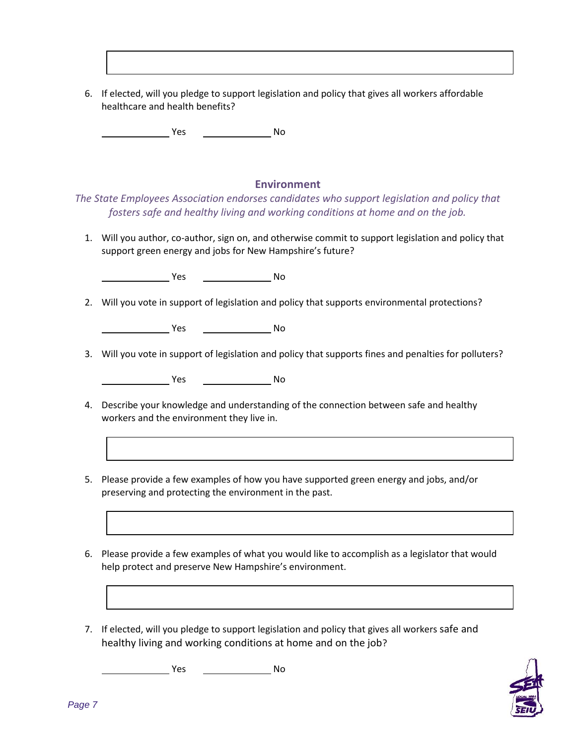6. If elected, will you pledge to support legislation and policy that gives all workers affordable healthcare and health benefits?

   ____________ Yes ____________ No

## Environment

*The State Employees Association endorses candidates who support legislation and policy that fosters safe and healthy living and working conditions at home and on the job.*

1. Will you author, co-author, sign on, and otherwise commit to support legislation and policy that support green energy and jobs for New Hampshire's future?

   ____________ Yes ____________ No

2. Will you vote in support of legislation and policy that supports environmental protections?

   ____________ Yes ____________ No

3. Will you vote in support of legislation and policy that supports fines and penalties for polluters?

   ____________ Yes ____________ No

4. Describe your knowledge and understanding of the connection between safe and healthy workers and the environment they live in.

5. Please provide a few examples of how you have supported green energy and jobs, and/or preserving and protecting the environment in the past.

6. Please provide a few examples of what you would like to accomplish as a legislator that would help protect and preserve New Hampshire's environment.

7. If elected, will you pledge to support legislation and policy that gives all workers safe and healthy living and working conditions at home and on the job?

   ____________ Yes ____________ No